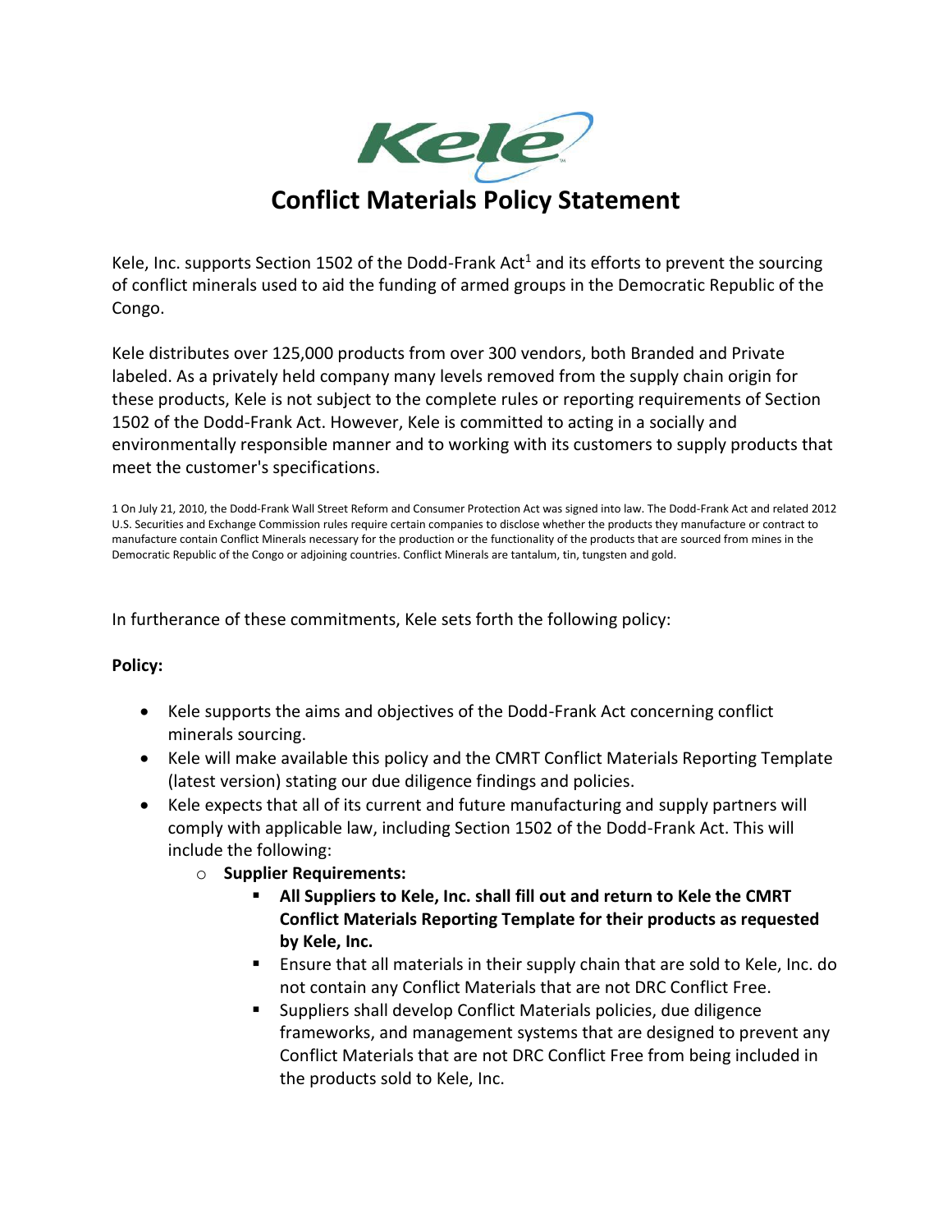# Conflict Materials Policy Statement

Kele, Inc. supports Section 1502 of the Dodd-Frank Act[1] and its efforts to prevent the sourcing of conflict minerals used to aid the funding of armed groups in the Democratic Republic of the Congo.

Kele distributes over 125,000 products from over 300 vendors, both Branded and Private labeled. As a privately held company many levels removed from the supply chain origin for these products, Kele is not subject to the complete rules or reporting requirements of Section 1502 of the Dodd-Frank Act. However, Kele is committed to acting in a socially and environmentally responsible manner and to working with its customers to supply products that meet the customer's specifications.

1 On July 21, 2010, the Dodd-Frank Wall Street Reform and Consumer Protection Act was signed into law. The Dodd-Frank Act and related 2012 U.S. Securities and Exchange Commission rules require certain companies to disclose whether the products they manufacture or contract to manufacture contain Conflict Minerals necessary for the production or the functionality of the products that are sourced from mines in the Democratic Republic of the Congo or adjoining countries. Conflict Minerals are tantalum, tin, tungsten and gold.

In furtherance of these commitments, Kele sets forth the following policy:

**Policy:**

- Kele supports the aims and objectives of the Dodd-Frank Act concerning conflict minerals sourcing.
- Kele will make available this policy and the CMRT Conflict Materials Reporting Template (latest version) stating our due diligence findings and policies.
- Kele expects that all of its current and future manufacturing and supply partners will comply with applicable law, including Section 1502 of the Dodd-Frank Act. This will include the following:
  - **Supplier Requirements:**
    - **All Suppliers to Kele, Inc. shall fill out and return to Kele the CMRT Conflict Materials Reporting Template for their products as requested by Kele, Inc.**
    - Ensure that all materials in their supply chain that are sold to Kele, Inc. do not contain any Conflict Materials that are not DRC Conflict Free.
    - Suppliers shall develop Conflict Materials policies, due diligence frameworks, and management systems that are designed to prevent any Conflict Materials that are not DRC Conflict Free from being included in the products sold to Kele, Inc.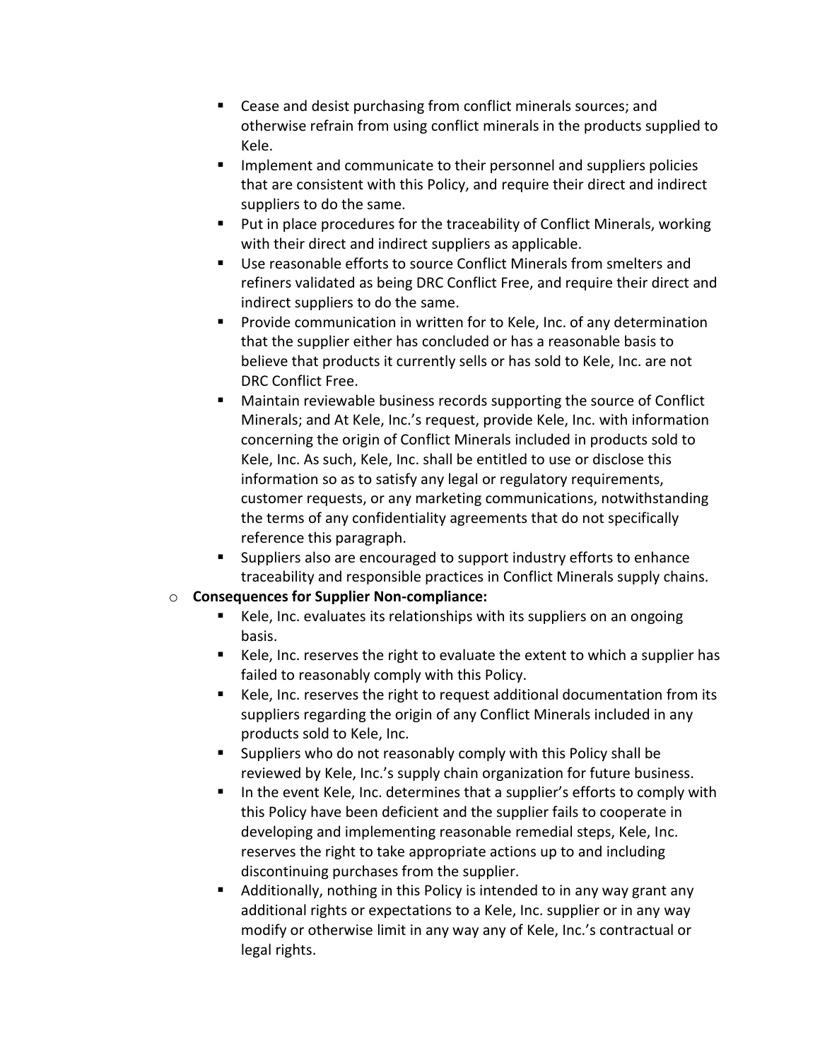- Cease and desist purchasing from conflict minerals sources; and otherwise refrain from using conflict minerals in the products supplied to Kele.
  - Implement and communicate to their personnel and suppliers policies that are consistent with this Policy, and require their direct and indirect suppliers to do the same.
  - Put in place procedures for the traceability of Conflict Minerals, working with their direct and indirect suppliers as applicable.
  - Use reasonable efforts to source Conflict Minerals from smelters and refiners validated as being DRC Conflict Free, and require their direct and indirect suppliers to do the same.
  - Provide communication in written for to Kele, Inc. of any determination that the supplier either has concluded or has a reasonable basis to believe that products it currently sells or has sold to Kele, Inc. are not DRC Conflict Free.
  - Maintain reviewable business records supporting the source of Conflict Minerals; and At Kele, Inc.'s request, provide Kele, Inc. with information concerning the origin of Conflict Minerals included in products sold to Kele, Inc. As such, Kele, Inc. shall be entitled to use or disclose this information so as to satisfy any legal or regulatory requirements, customer requests, or any marketing communications, notwithstanding the terms of any confidentiality agreements that do not specifically reference this paragraph.
  - Suppliers also are encouraged to support industry efforts to enhance traceability and responsible practices in Conflict Minerals supply chains.
- **Consequences for Supplier Non-compliance:**
  - Kele, Inc. evaluates its relationships with its suppliers on an ongoing basis.
  - Kele, Inc. reserves the right to evaluate the extent to which a supplier has failed to reasonably comply with this Policy.
  - Kele, Inc. reserves the right to request additional documentation from its suppliers regarding the origin of any Conflict Minerals included in any products sold to Kele, Inc.
  - Suppliers who do not reasonably comply with this Policy shall be reviewed by Kele, Inc.'s supply chain organization for future business.
  - In the event Kele, Inc. determines that a supplier's efforts to comply with this Policy have been deficient and the supplier fails to cooperate in developing and implementing reasonable remedial steps, Kele, Inc. reserves the right to take appropriate actions up to and including discontinuing purchases from the supplier.
  - Additionally, nothing in this Policy is intended to in any way grant any additional rights or expectations to a Kele, Inc. supplier or in any way modify or otherwise limit in any way any of Kele, Inc.'s contractual or legal rights.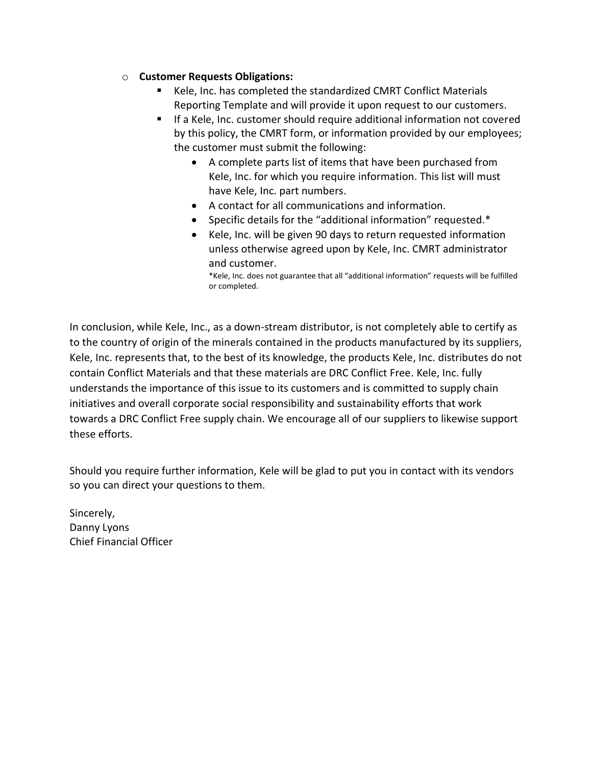- **Customer Requests Obligations:**
  - Kele, Inc. has completed the standardized CMRT Conflict Materials Reporting Template and will provide it upon request to our customers.
  - If a Kele, Inc. customer should require additional information not covered by this policy, the CMRT form, or information provided by our employees; the customer must submit the following:
    - A complete parts list of items that have been purchased from Kele, Inc. for which you require information. This list will must have Kele, Inc. part numbers.
    - A contact for all communications and information.
    - Specific details for the "additional information" requested.*
    - Kele, Inc. will be given 90 days to return requested information unless otherwise agreed upon by Kele, Inc. CMRT administrator and customer.

      *Kele, Inc. does not guarantee that all "additional information" requests will be fulfilled or completed.

In conclusion, while Kele, Inc., as a down-stream distributor, is not completely able to certify as to the country of origin of the minerals contained in the products manufactured by its suppliers, Kele, Inc. represents that, to the best of its knowledge, the products Kele, Inc. distributes do not contain Conflict Materials and that these materials are DRC Conflict Free. Kele, Inc. fully understands the importance of this issue to its customers and is committed to supply chain initiatives and overall corporate social responsibility and sustainability efforts that work towards a DRC Conflict Free supply chain. We encourage all of our suppliers to likewise support these efforts.

Should you require further information, Kele will be glad to put you in contact with its vendors so you can direct your questions to them.

Sincerely,
Danny Lyons
Chief Financial Officer